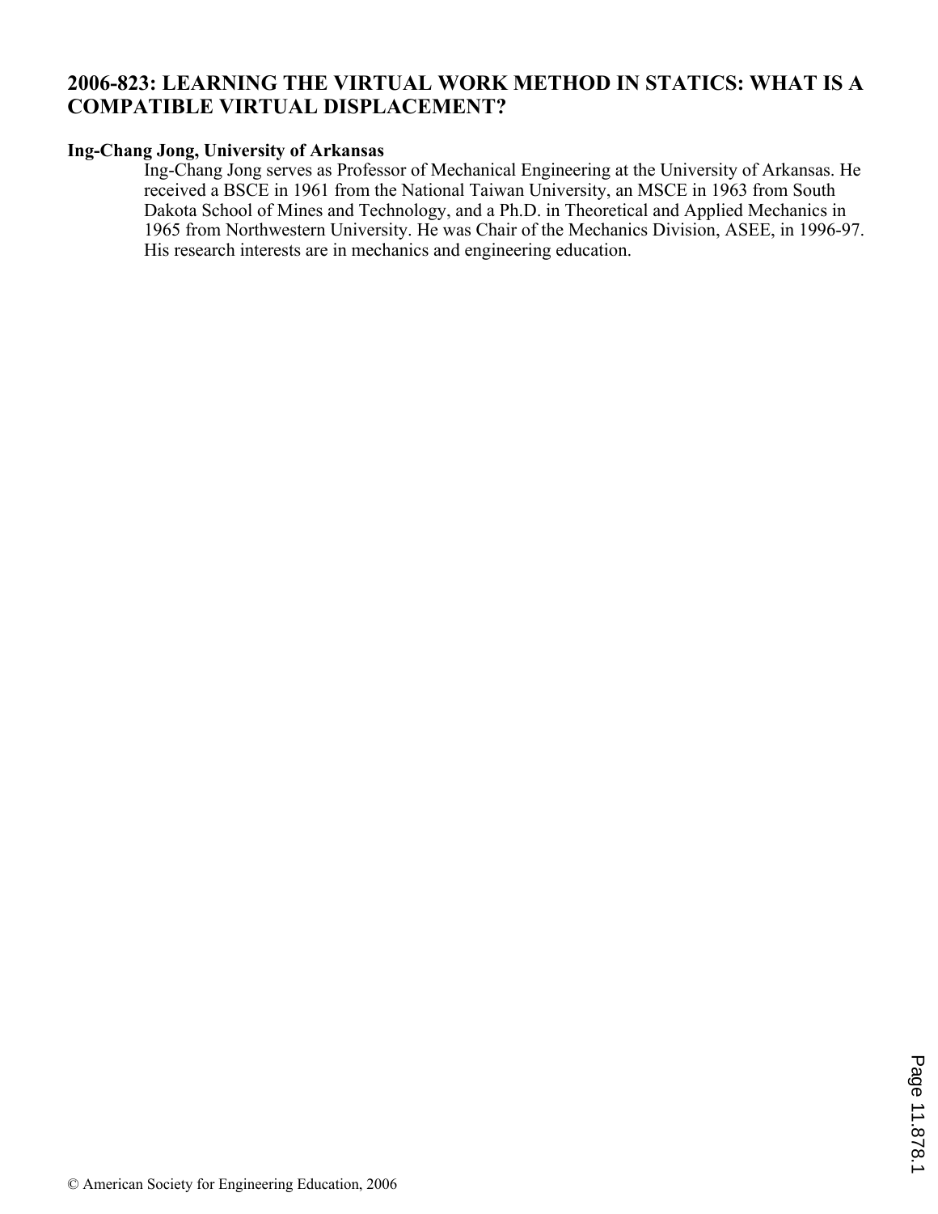# 2006-823: LEARNING THE VIRTUAL WORK METHOD IN STATICS: WHAT IS A COMPATIBLE VIRTUAL DISPLACEMENT?

**Ing-Chang Jong, University of Arkansas**

Ing-Chang Jong serves as Professor of Mechanical Engineering at the University of Arkansas. He received a BSCE in 1961 from the National Taiwan University, an MSCE in 1963 from South Dakota School of Mines and Technology, and a Ph.D. in Theoretical and Applied Mechanics in 1965 from Northwestern University. He was Chair of the Mechanics Division, ASEE, in 1996-97. His research interests are in mechanics and engineering education.

© American Society for Engineering Education, 2006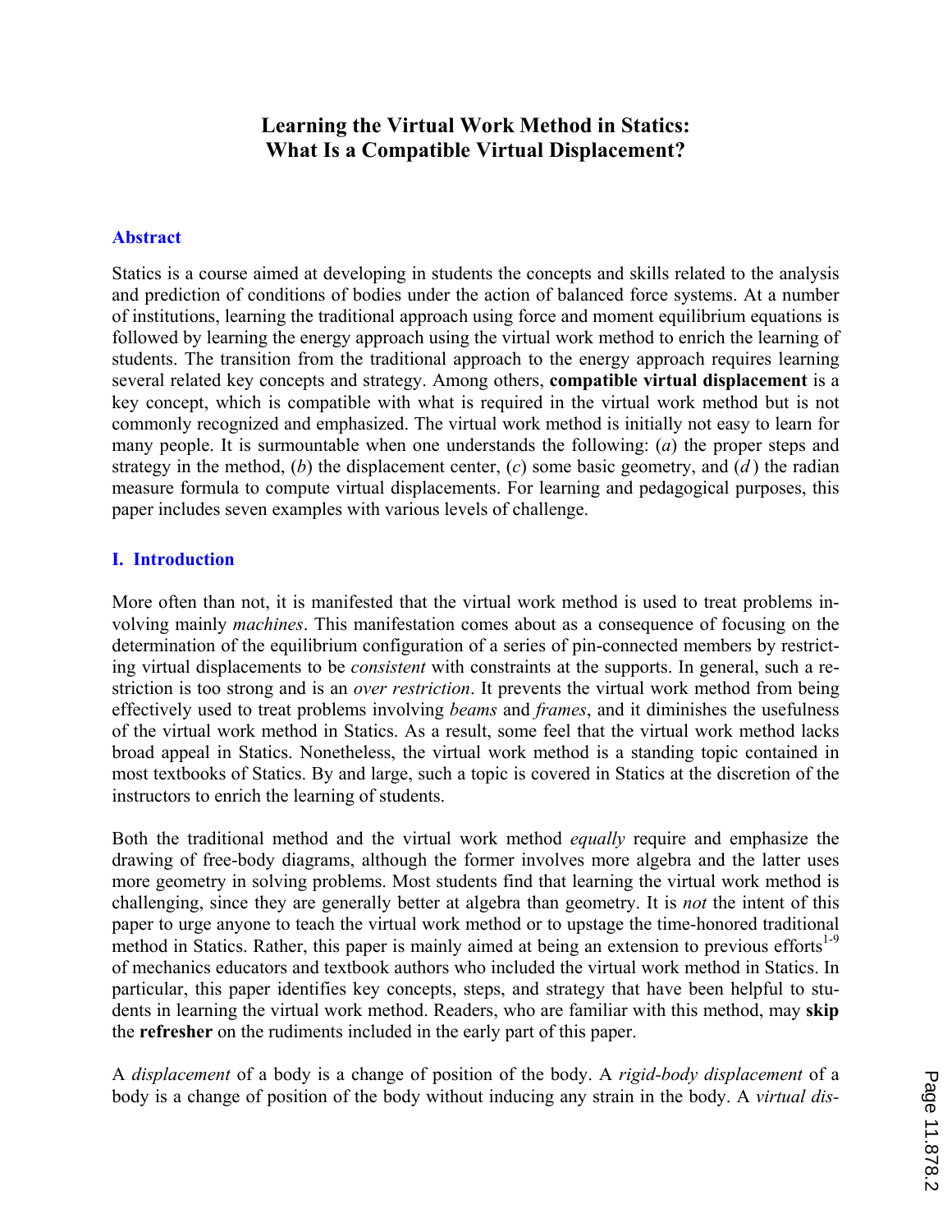# Learning the Virtual Work Method in Statics: What Is a Compatible Virtual Displacement?

## Abstract

Statics is a course aimed at developing in students the concepts and skills related to the analysis and prediction of conditions of bodies under the action of balanced force systems. At a number of institutions, learning the traditional approach using force and moment equilibrium equations is followed by learning the energy approach using the virtual work method to enrich the learning of students. The transition from the traditional approach to the energy approach requires learning several related key concepts and strategy. Among others, **compatible virtual displacement** is a key concept, which is compatible with what is required in the virtual work method but is not commonly recognized and emphasized. The virtual work method is initially not easy to learn for many people. It is surmountable when one understands the following: (*a*) the proper steps and strategy in the method, (*b*) the displacement center, (*c*) some basic geometry, and (*d*) the radian measure formula to compute virtual displacements. For learning and pedagogical purposes, this paper includes seven examples with various levels of challenge.

## I. Introduction

More often than not, it is manifested that the virtual work method is used to treat problems involving mainly *machines*. This manifestation comes about as a consequence of focusing on the determination of the equilibrium configuration of a series of pin-connected members by restricting virtual displacements to be *consistent* with constraints at the supports. In general, such a restriction is too strong and is an *over restriction*. It prevents the virtual work method from being effectively used to treat problems involving *beams* and *frames*, and it diminishes the usefulness of the virtual work method in Statics. As a result, some feel that the virtual work method lacks broad appeal in Statics. Nonetheless, the virtual work method is a standing topic contained in most textbooks of Statics. By and large, such a topic is covered in Statics at the discretion of the instructors to enrich the learning of students.

Both the traditional method and the virtual work method *equally* require and emphasize the drawing of free-body diagrams, although the former involves more algebra and the latter uses more geometry in solving problems. Most students find that learning the virtual work method is challenging, since they are generally better at algebra than geometry. It is *not* the intent of this paper to urge anyone to teach the virtual work method or to upstage the time-honored traditional method in Statics. Rather, this paper is mainly aimed at being an extension to previous efforts[1-9] of mechanics educators and textbook authors who included the virtual work method in Statics. In particular, this paper identifies key concepts, steps, and strategy that have been helpful to students in learning the virtual work method. Readers, who are familiar with this method, may **skip** the **refresher** on the rudiments included in the early part of this paper.

A *displacement* of a body is a change of position of the body. A *rigid-body displacement* of a body is a change of position of the body without inducing any strain in the body. A *virtual dis-*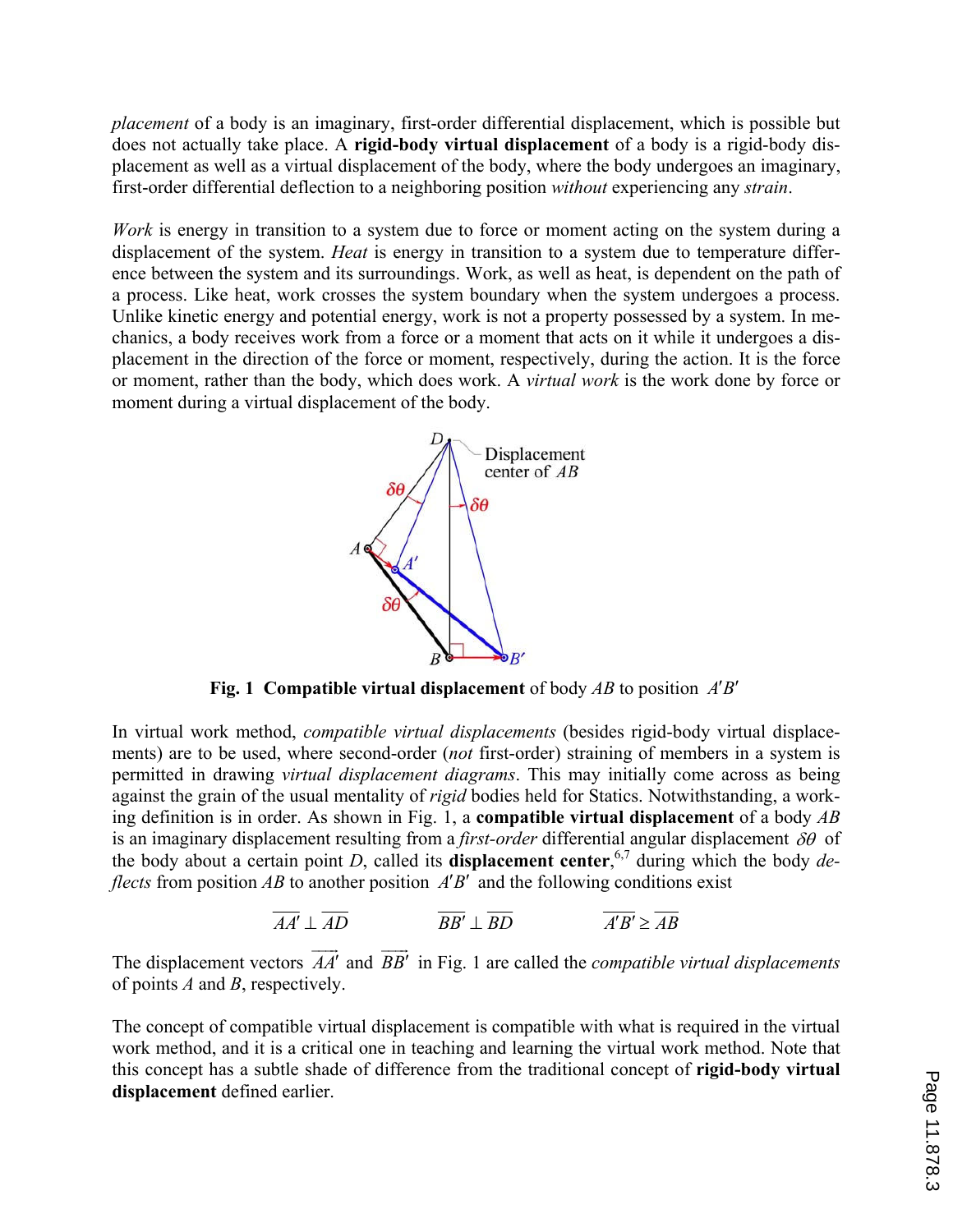*placement* of a body is an imaginary, first-order differential displacement, which is possible but does not actually take place. A **rigid-body virtual displacement** of a body is a rigid-body displacement as well as a virtual displacement of the body, where the body undergoes an imaginary, first-order differential deflection to a neighboring position *without* experiencing any *strain*.

*Work* is energy in transition to a system due to force or moment acting on the system during a displacement of the system. *Heat* is energy in transition to a system due to temperature difference between the system and its surroundings. Work, as well as heat, is dependent on the path of a process. Like heat, work crosses the system boundary when the system undergoes a process. Unlike kinetic energy and potential energy, work is not a property possessed by a system. In mechanics, a body receives work from a force or a moment that acts on it while it undergoes a displacement in the direction of the force or moment, respectively, during the action. It is the force or moment, rather than the body, which does work. A *virtual work* is the work done by force or moment during a virtual displacement of the body.

**Fig. 1 Compatible virtual displacement** of body *AB* to position $A'B'$

In virtual work method, *compatible virtual displacements* (besides rigid-body virtual displacements) are to be used, where second-order (*not* first-order) straining of members in a system is permitted in drawing *virtual displacement diagrams*. This may initially come across as being against the grain of the usual mentality of *rigid* bodies held for Statics. Notwithstanding, a working definition is in order. As shown in Fig. 1, a **compatible virtual displacement** of a body *AB* is an imaginary displacement resulting from a *first-order* differential angular displacement $\delta\theta$ of the body about a certain point *D*, called its **displacement center**,[6,7] during which the body *deflects* from position *AB* to another position $A'B'$ and the following conditions exist

$$\overline{AA'} \perp \overline{AD} \qquad\qquad \overline{BB'} \perp \overline{BD} \qquad\qquad \overline{A'B'} \geq \overline{AB}$$

The displacement vectors $\overrightarrow{AA'}$ and $\overrightarrow{BB'}$ in Fig. 1 are called the *compatible virtual displacements* of points *A* and *B*, respectively.

The concept of compatible virtual displacement is compatible with what is required in the virtual work method, and it is a critical one in teaching and learning the virtual work method. Note that this concept has a subtle shade of difference from the traditional concept of **rigid-body virtual displacement** defined earlier.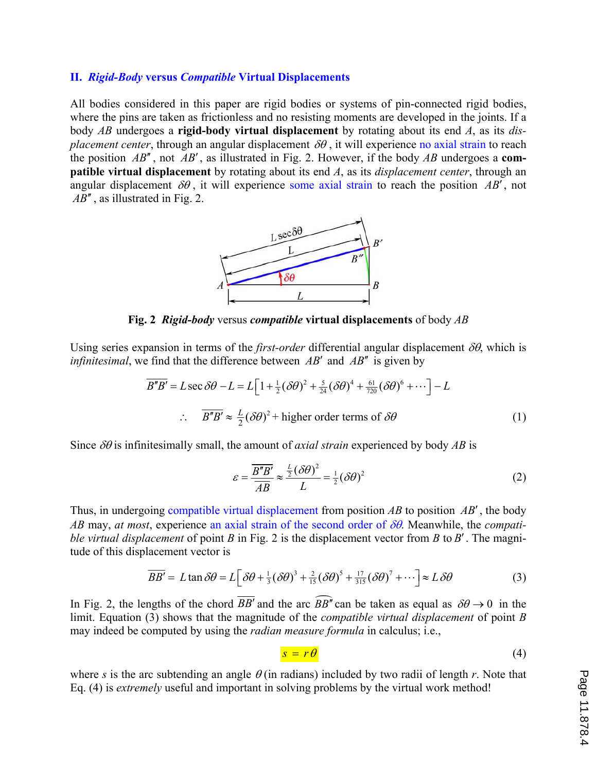## II. *Rigid-Body* versus *Compatible* Virtual Displacements

All bodies considered in this paper are rigid bodies or systems of pin-connected rigid bodies, where the pins are taken as frictionless and no resisting moments are developed in the joints. If a body *AB* undergoes a **rigid-body virtual displacement** by rotating about its end *A*, as its *displacement center*, through an angular displacement $\delta\theta$, it will experience no axial strain to reach the position $AB''$, not $AB'$, as illustrated in Fig. 2. However, if the body *AB* undergoes a **compatible virtual displacement** by rotating about its end *A*, as its *displacement center*, through an angular displacement $\delta\theta$, it will experience some axial strain to reach the position $AB'$, not $AB''$, as illustrated in Fig. 2.

**Fig. 2** ***Rigid-body*** versus ***compatible*** **virtual displacements** of body *AB*

Using series expansion in terms of the *first-order* differential angular displacement $\delta\theta$, which is *infinitesimal*, we find that the difference between $AB'$ and $AB''$ is given by

$$\overline{B''B'} = L\sec\delta\theta - L = L\left[1+\tfrac{1}{2}(\delta\theta)^2+\tfrac{5}{24}(\delta\theta)^4+\tfrac{61}{720}(\delta\theta)^6+\cdots\right]-L$$

$$\therefore \quad \overline{B''B'} \approx \tfrac{L}{2}(\delta\theta)^2 + \text{higher order terms of } \delta\theta \tag{1}$$

Since $\delta\theta$ is infinitesimally small, the amount of *axial strain* experienced by body *AB* is

$$\varepsilon = \frac{\overline{B''B'}}{\overline{AB}} \approx \frac{\frac{L}{2}(\delta\theta)^2}{L} = \tfrac{1}{2}(\delta\theta)^2 \tag{2}$$

Thus, in undergoing compatible virtual displacement from position *AB* to position $AB'$, the body *AB* may, *at most*, experience an axial strain of the second order of $\delta\theta$. Meanwhile, the *compatible virtual displacement* of point *B* in Fig. 2 is the displacement vector from *B* to $B'$. The magnitude of this displacement vector is

$$\overline{BB'} = L\tan\delta\theta = L\left[\delta\theta+\tfrac{1}{3}(\delta\theta)^3+\tfrac{2}{15}(\delta\theta)^5+\tfrac{17}{315}(\delta\theta)^7+\cdots\right] \approx L\,\delta\theta \tag{3}$$

In Fig. 2, the lengths of the chord $\overline{BB'}$ and the arc $\overset{\frown}{BB''}$ can be taken as equal as $\delta\theta \to 0$ in the limit. Equation (3) shows that the magnitude of the *compatible virtual displacement* of point *B* may indeed be computed by using the *radian measure formula* in calculus; i.e.,

$$s = r\theta \tag{4}$$

where *s* is the arc subtending an angle $\theta$ (in radians) included by two radii of length *r*. Note that Eq. (4) is *extremely* useful and important in solving problems by the virtual work method!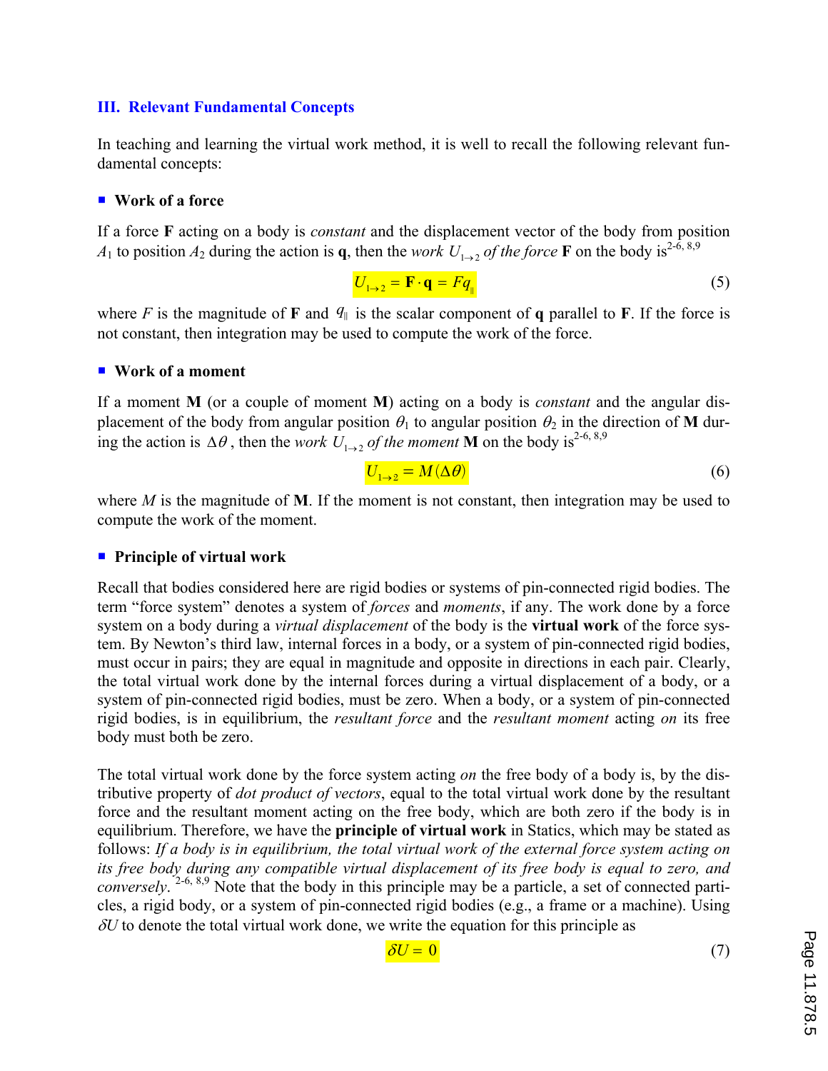## III. Relevant Fundamental Concepts

In teaching and learning the virtual work method, it is well to recall the following relevant fundamental concepts:

- **Work of a force**

If a force **F** acting on a body is *constant* and the displacement vector of the body from position $A_1$ to position $A_2$ during the action is **q**, then the *work* $U_{1\to 2}$ *of the force* **F** on the body is[2-6, 8,9]

$$U_{1\to 2} = \mathbf{F}\cdot\mathbf{q} = Fq_{\parallel} \tag{5}$$

where $F$ is the magnitude of **F** and $q_{\parallel}$ is the scalar component of **q** parallel to **F**. If the force is not constant, then integration may be used to compute the work of the force.

- **Work of a moment**

If a moment **M** (or a couple of moment **M**) acting on a body is *constant* and the angular displacement of the body from angular position $\theta_1$ to angular position $\theta_2$ in the direction of **M** during the action is $\Delta\theta$, then the *work* $U_{1\to 2}$ *of the moment* **M** on the body is[2-6, 8,9]

$$U_{1\to 2} = M(\Delta\theta) \tag{6}$$

where $M$ is the magnitude of **M**. If the moment is not constant, then integration may be used to compute the work of the moment.

- **Principle of virtual work**

Recall that bodies considered here are rigid bodies or systems of pin-connected rigid bodies. The term "force system" denotes a system of *forces* and *moments*, if any. The work done by a force system on a body during a *virtual displacement* of the body is the **virtual work** of the force system. By Newton's third law, internal forces in a body, or a system of pin-connected rigid bodies, must occur in pairs; they are equal in magnitude and opposite in directions in each pair. Clearly, the total virtual work done by the internal forces during a virtual displacement of a body, or a system of pin-connected rigid bodies, must be zero. When a body, or a system of pin-connected rigid bodies, is in equilibrium, the *resultant force* and the *resultant moment* acting *on* its free body must both be zero.

The total virtual work done by the force system acting *on* the free body of a body is, by the distributive property of *dot product of vectors*, equal to the total virtual work done by the resultant force and the resultant moment acting on the free body, which are both zero if the body is in equilibrium. Therefore, we have the **principle of virtual work** in Statics, which may be stated as follows: *If a body is in equilibrium, the total virtual work of the external force system acting on its free body during any compatible virtual displacement of its free body is equal to zero, and conversely*.[2-6, 8,9] Note that the body in this principle may be a particle, a set of connected particles, a rigid body, or a system of pin-connected rigid bodies (e.g., a frame or a machine). Using $\delta U$ to denote the total virtual work done, we write the equation for this principle as

$$\delta U = 0 \tag{7}$$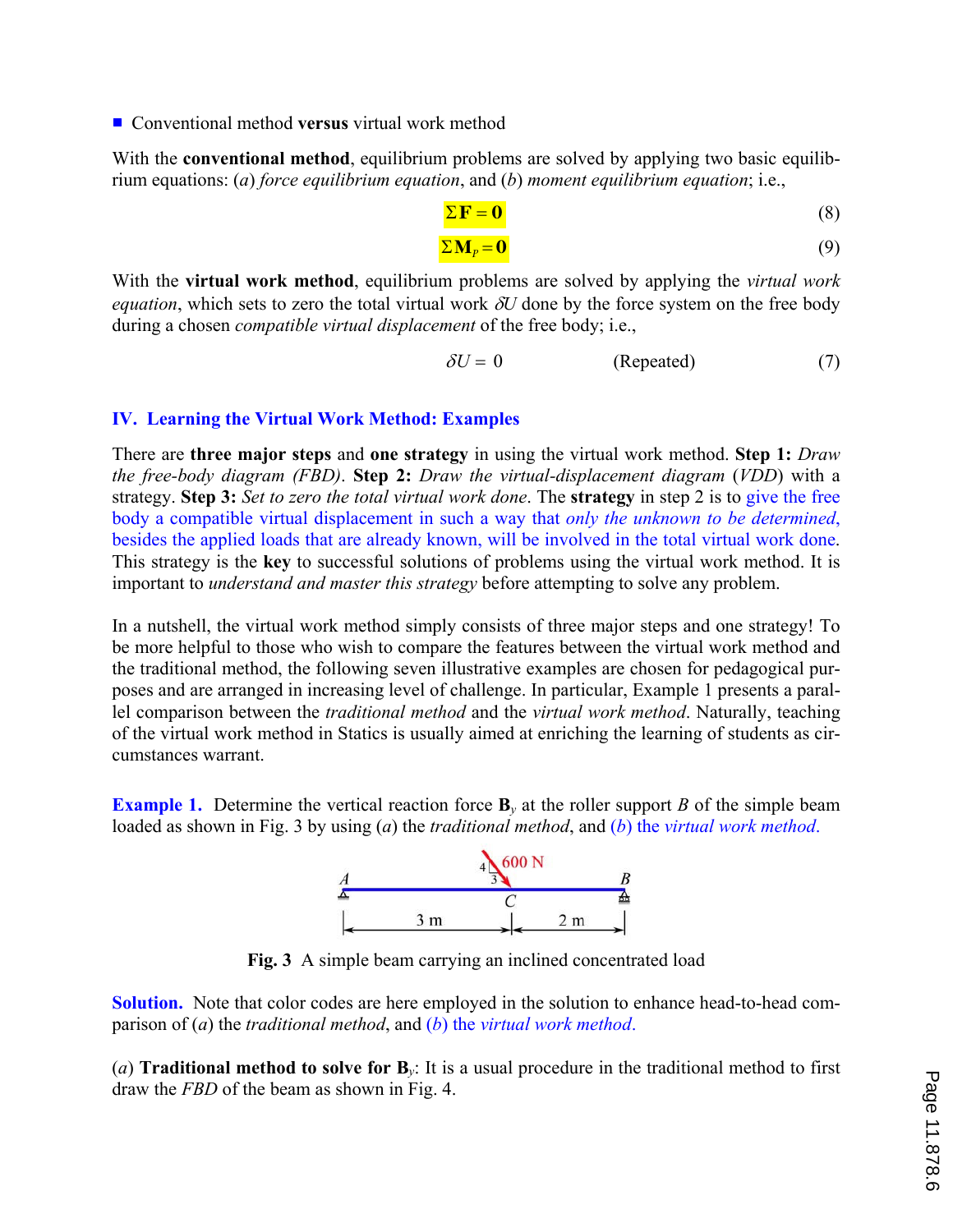■ Conventional method **versus** virtual work method

With the **conventional method**, equilibrium problems are solved by applying two basic equilibrium equations: (*a*) *force equilibrium equation*, and (*b*) *moment equilibrium equation*; i.e.,

$$\Sigma \mathbf{F} = \mathbf{0} \tag{8}$$

$$\Sigma \mathbf{M}_P = \mathbf{0} \tag{9}$$

With the **virtual work method**, equilibrium problems are solved by applying the *virtual work equation*, which sets to zero the total virtual work $\delta U$ done by the force system on the free body during a chosen *compatible virtual displacement* of the free body; i.e.,

$$\delta U = 0 \qquad \text{(Repeated)} \tag{7}$$

## IV. Learning the Virtual Work Method: Examples

There are **three major steps** and **one strategy** in using the virtual work method. **Step 1:** *Draw the free-body diagram (FBD)*. **Step 2:** *Draw the virtual-displacement diagram* (*VDD*) with a strategy. **Step 3:** *Set to zero the total virtual work done*. The **strategy** in step 2 is to give the free body a compatible virtual displacement in such a way that *only the unknown to be determined*, besides the applied loads that are already known, will be involved in the total virtual work done. This strategy is the **key** to successful solutions of problems using the virtual work method. It is important to *understand and master this strategy* before attempting to solve any problem.

In a nutshell, the virtual work method simply consists of three major steps and one strategy! To be more helpful to those who wish to compare the features between the virtual work method and the traditional method, the following seven illustrative examples are chosen for pedagogical purposes and are arranged in increasing level of challenge. In particular, Example 1 presents a parallel comparison between the *traditional method* and the *virtual work method*. Naturally, teaching of the virtual work method in Statics is usually aimed at enriching the learning of students as circumstances warrant.

**Example 1.** Determine the vertical reaction force $\mathbf{B}_y$ at the roller support $B$ of the simple beam loaded as shown in Fig. 3 by using (*a*) the *traditional method*, and (*b*) the *virtual work method*.

**Fig. 3** A simple beam carrying an inclined concentrated load

**Solution.** Note that color codes are here employed in the solution to enhance head-to-head comparison of (*a*) the *traditional method*, and (*b*) the *virtual work method*.

(*a*) **Traditional method to solve for $\mathbf{B}_y$**: It is a usual procedure in the traditional method to first draw the *FBD* of the beam as shown in Fig. 4.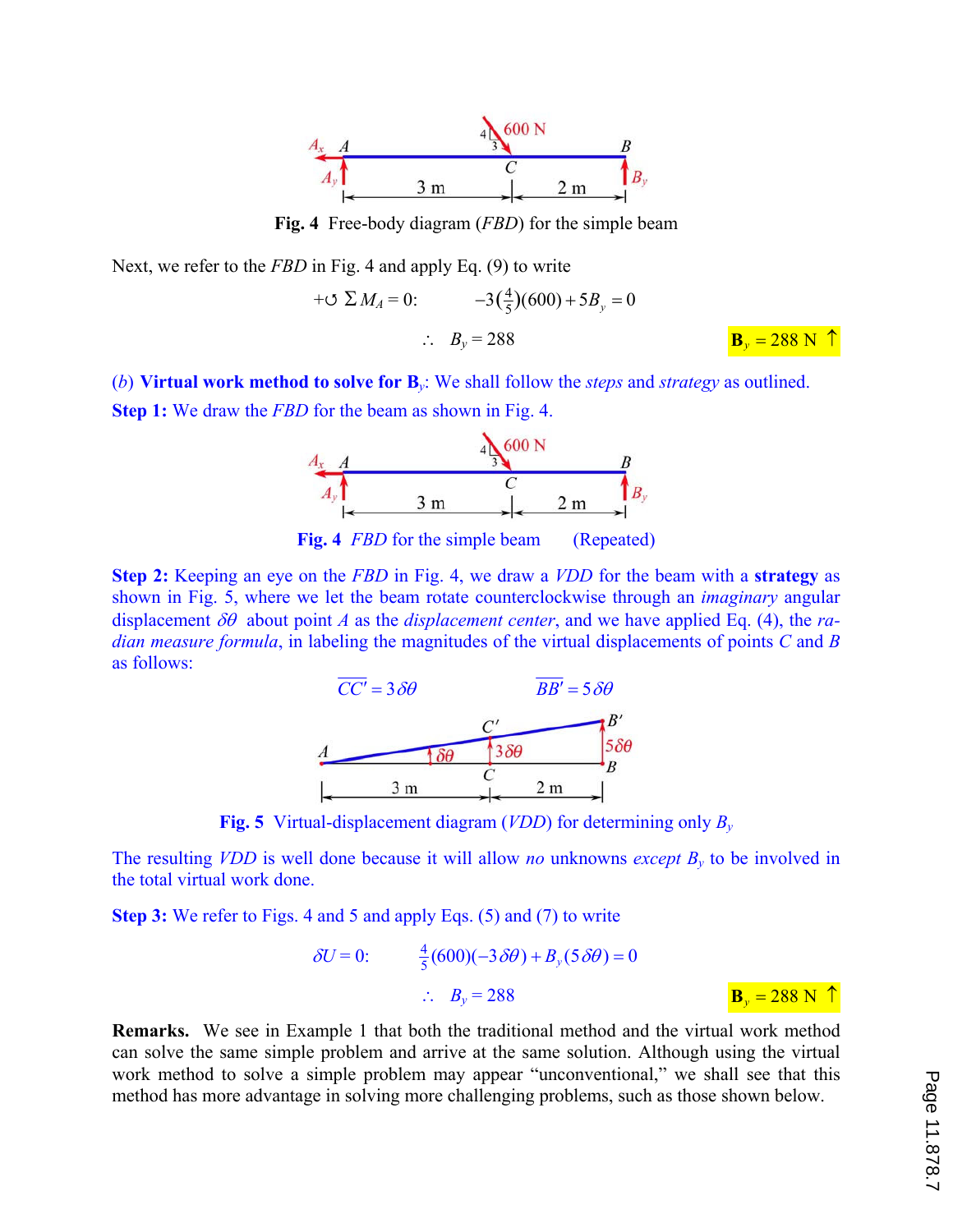Fig. 4 Free-body diagram (*FBD*) for the simple beam

Next, we refer to the *FBD* in Fig. 4 and apply Eq. (9) to write

$$+\circlearrowleft \Sigma M_A = 0: \qquad -3\left(\tfrac{4}{5}\right)(600) + 5B_y = 0$$

$$\therefore \quad B_y = 288 \qquad\qquad \mathbf{B}_y = 288 \text{ N} \uparrow$$

(*b*) **Virtual work method to solve for $\mathbf{B}_y$**: We shall follow the *steps* and *strategy* as outlined.

**Step 1:** We draw the *FBD* for the beam as shown in Fig. 4.

**Fig. 4** *FBD* for the simple beam (Repeated)

**Step 2:** Keeping an eye on the *FBD* in Fig. 4, we draw a *VDD* for the beam with a **strategy** as shown in Fig. 5, where we let the beam rotate counterclockwise through an *imaginary* angular displacement $\delta\theta$ about point *A* as the *displacement center*, and we have applied Eq. (4), the *radian measure formula*, in labeling the magnitudes of the virtual displacements of points *C* and *B* as follows:

$$\overline{CC'} = 3\,\delta\theta \qquad\qquad \overline{BB'} = 5\,\delta\theta$$

**Fig. 5** Virtual-displacement diagram (*VDD*) for determining only $B_y$

The resulting *VDD* is well done because it will allow *no* unknowns *except* $B_y$ to be involved in the total virtual work done.

**Step 3:** We refer to Figs. 4 and 5 and apply Eqs. (5) and (7) to write

$$\delta U = 0: \qquad \tfrac{4}{5}(600)(-3\,\delta\theta) + B_y(5\,\delta\theta) = 0$$

$$\therefore \quad B_y = 288 \qquad\qquad \mathbf{B}_y = 288 \text{ N} \uparrow$$

**Remarks.** We see in Example 1 that both the traditional method and the virtual work method can solve the same simple problem and arrive at the same solution. Although using the virtual work method to solve a simple problem may appear "unconventional," we shall see that this method has more advantage in solving more challenging problems, such as those shown below.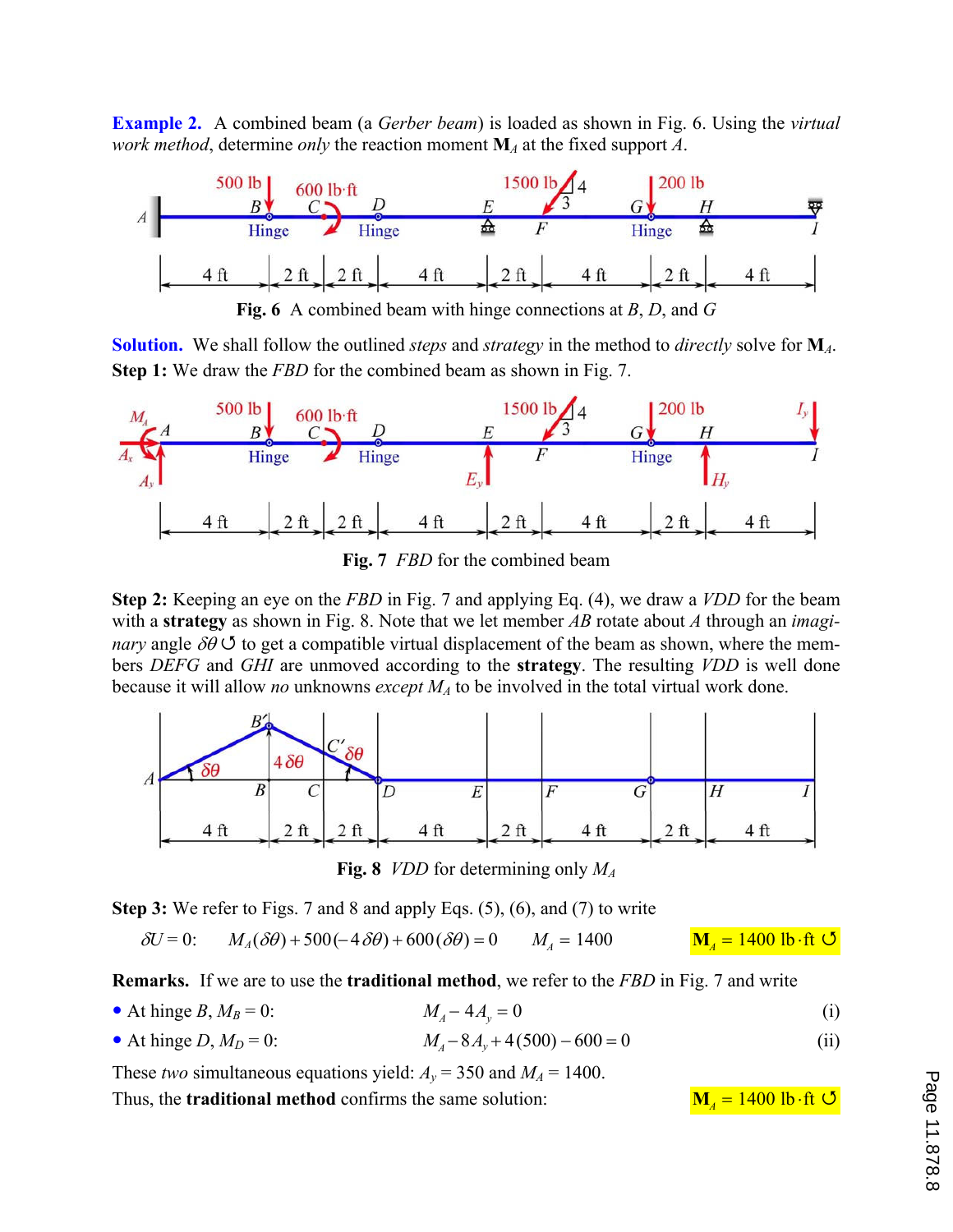**Example 2.** A combined beam (a *Gerber beam*) is loaded as shown in Fig. 6. Using the *virtual work method*, determine *only* the reaction moment $\mathbf{M}_A$ at the fixed support *A*.

**Fig. 6** A combined beam with hinge connections at *B*, *D*, and *G*

**Solution.** We shall follow the outlined *steps* and *strategy* in the method to *directly* solve for $\mathbf{M}_A$.

**Step 1:** We draw the *FBD* for the combined beam as shown in Fig. 7.

**Fig. 7** *FBD* for the combined beam

**Step 2:** Keeping an eye on the *FBD* in Fig. 7 and applying Eq. (4), we draw a *VDD* for the beam with a **strategy** as shown in Fig. 8. Note that we let member *AB* rotate about *A* through an *imaginary* angle $\delta\theta$ ↺ to get a compatible virtual displacement of the beam as shown, where the members *DEFG* and *GHI* are unmoved according to the **strategy**. The resulting *VDD* is well done because it will allow *no* unknowns *except* $M_A$ to be involved in the total virtual work done.

**Fig. 8** *VDD* for determining only $M_A$

**Step 3:** We refer to Figs. 7 and 8 and apply Eqs. (5), (6), and (7) to write

$$\delta U = 0: \quad M_A(\delta\theta) + 500(-4\,\delta\theta) + 600(\delta\theta) = 0 \qquad M_A = 1400 \qquad \mathbf{M}_A = 1400 \text{ lb·ft } ↺$$

**Remarks.** If we are to use the **traditional method**, we refer to the *FBD* in Fig. 7 and write

- At hinge *B*, $M_B = 0$: $\quad M_A - 4A_y = 0 \qquad$ (i)
- At hinge *D*, $M_D = 0$: $\quad M_A - 8A_y + 4(500) - 600 = 0 \qquad$ (ii)

These *two* simultaneous equations yield: $A_y = 350$ and $M_A = 1400$.

Thus, the **traditional method** confirms the same solution: $\quad \mathbf{M}_A = 1400 \text{ lb·ft } ↺$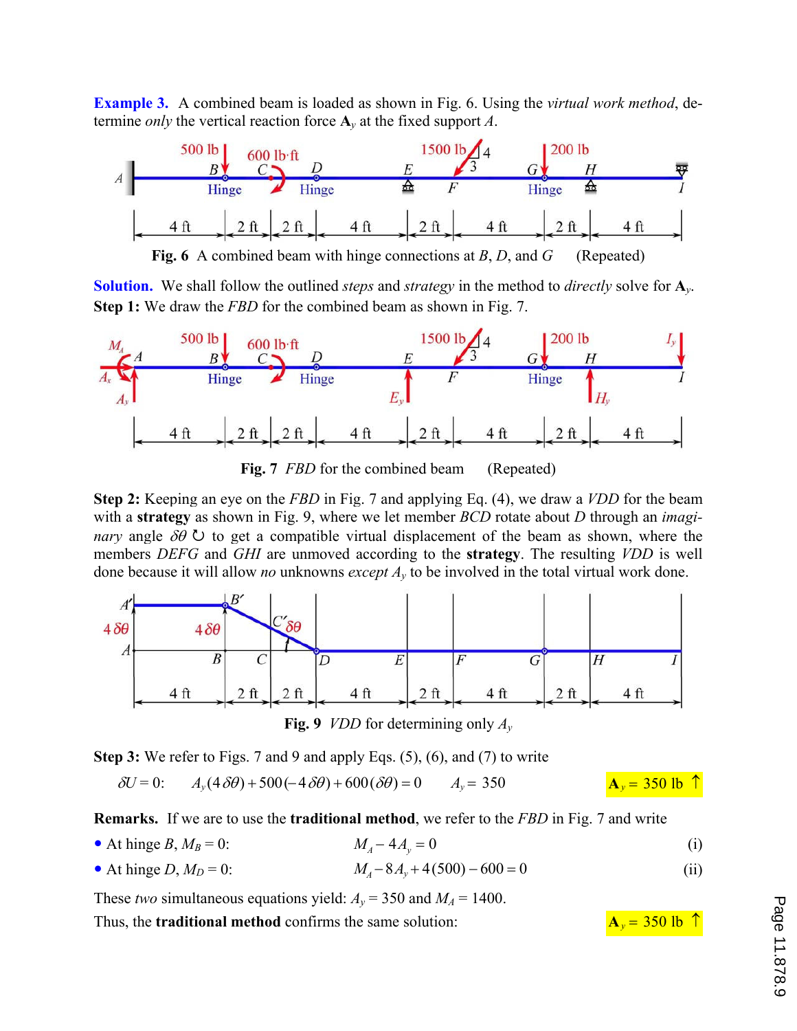**Example 3.** A combined beam is loaded as shown in Fig. 6. Using the *virtual work method*, determine *only* the vertical reaction force $\mathbf{A}_y$ at the fixed support *A*.

**Fig. 6** A combined beam with hinge connections at *B*, *D*, and *G* (Repeated)

**Solution.** We shall follow the outlined *steps* and *strategy* in the method to *directly* solve for $\mathbf{A}_y$.

**Step 1:** We draw the *FBD* for the combined beam as shown in Fig. 7.

**Fig. 7** *FBD* for the combined beam (Repeated)

**Step 2:** Keeping an eye on the *FBD* in Fig. 7 and applying Eq. (4), we draw a *VDD* for the beam with a **strategy** as shown in Fig. 9, where we let member *BCD* rotate about *D* through an *imaginary* angle $\delta\theta$ ↻ to get a compatible virtual displacement of the beam as shown, where the members *DEFG* and *GHI* are unmoved according to the **strategy**. The resulting *VDD* is well done because it will allow *no* unknowns *except* $A_y$ to be involved in the total virtual work done.

**Fig. 9** *VDD* for determining only $A_y$

**Step 3:** We refer to Figs. 7 and 9 and apply Eqs. (5), (6), and (7) to write

$$\delta U = 0: \quad A_y(4\,\delta\theta) + 500(-4\,\delta\theta) + 600(\delta\theta) = 0 \qquad A_y = 350 \qquad \mathbf{A}_y = 350 \text{ lb} \uparrow$$

**Remarks.** If we are to use the **traditional method**, we refer to the *FBD* in Fig. 7 and write

- At hinge *B*, $M_B = 0$: $\qquad M_A - 4A_y = 0 \qquad$ (i)
- At hinge *D*, $M_D = 0$: $\qquad M_A - 8A_y + 4(500) - 600 = 0 \qquad$ (ii)

These *two* simultaneous equations yield: $A_y = 350$ and $M_A = 1400$.

Thus, the **traditional method** confirms the same solution: $\qquad \mathbf{A}_y = 350 \text{ lb} \uparrow$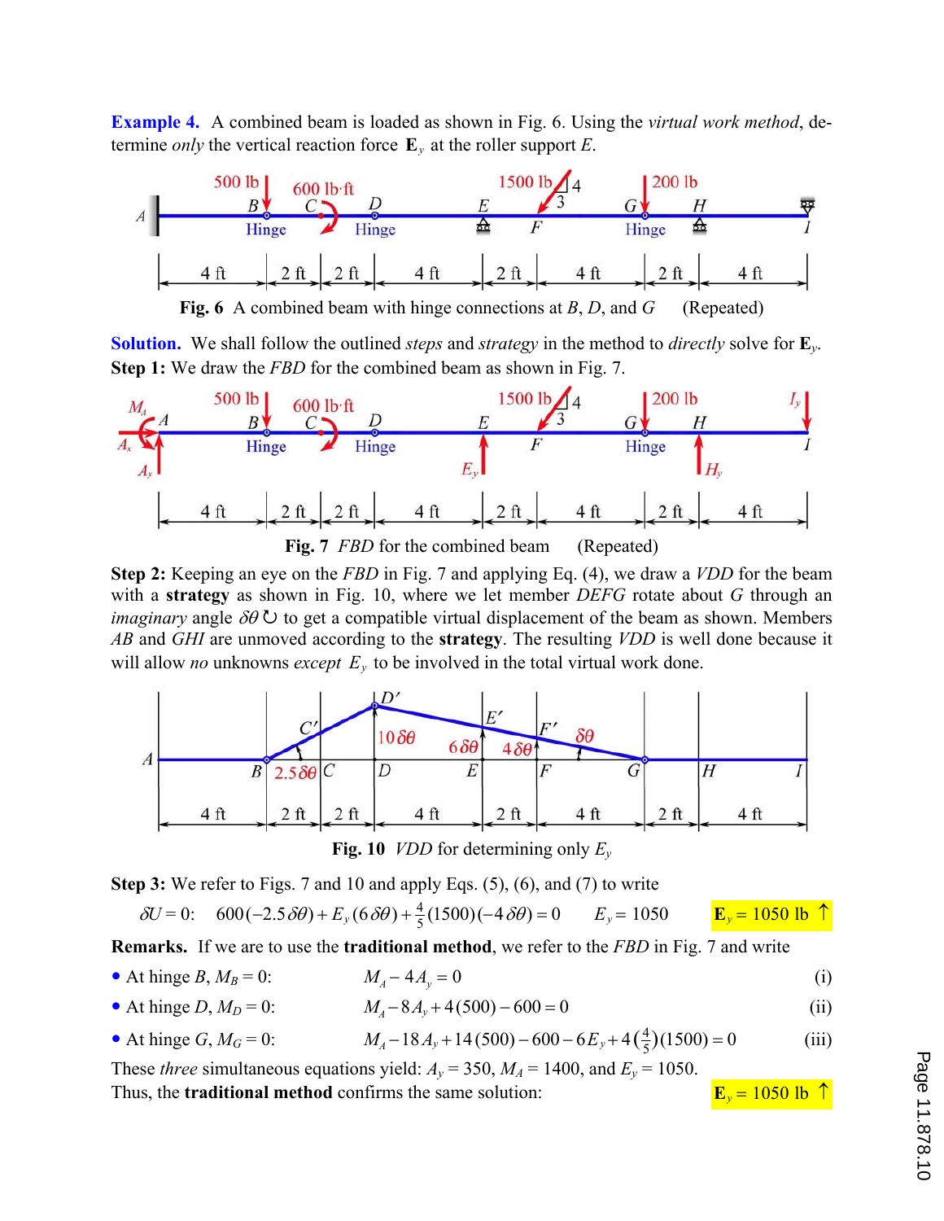**Example 4.** A combined beam is loaded as shown in Fig. 6. Using the *virtual work method*, determine *only* the vertical reaction force $\mathbf{E}_y$ at the roller support *E*.

**Fig. 6** A combined beam with hinge connections at *B*, *D*, and *G* (Repeated)

**Solution.** We shall follow the outlined *steps* and *strategy* in the method to *directly* solve for $\mathbf{E}_y$.

**Step 1:** We draw the *FBD* for the combined beam as shown in Fig. 7.

**Fig. 7** *FBD* for the combined beam (Repeated)

**Step 2:** Keeping an eye on the *FBD* in Fig. 7 and applying Eq. (4), we draw a *VDD* for the beam with a **strategy** as shown in Fig. 10, where we let member *DEFG* rotate about *G* through an *imaginary* angle $\delta\theta$ ↻ to get a compatible virtual displacement of the beam as shown. Members *AB* and *GHI* are unmoved according to the **strategy**. The resulting *VDD* is well done because it will allow *no* unknowns *except* $E_y$ to be involved in the total virtual work done.

**Fig. 10** *VDD* for determining only $E_y$

**Step 3:** We refer to Figs. 7 and 10 and apply Eqs. (5), (6), and (7) to write

$$\delta U = 0: \quad 600(-2.5\,\delta\theta) + E_y(6\,\delta\theta) + \tfrac{4}{5}(1500)(-4\,\delta\theta) = 0 \qquad E_y = 1050 \qquad \mathbf{E}_y = 1050 \text{ lb} \uparrow$$

**Remarks.** If we are to use the **traditional method**, we refer to the *FBD* in Fig. 7 and write

- At hinge *B*, $M_B = 0$: $\quad M_A - 4A_y = 0 \quad$ (i)
- At hinge *D*, $M_D = 0$: $\quad M_A - 8A_y + 4(500) - 600 = 0 \quad$ (ii)
- At hinge *G*, $M_G = 0$: $\quad M_A - 18A_y + 14(500) - 600 - 6E_y + 4\left(\tfrac{4}{5}\right)(1500) = 0 \quad$ (iii)

These *three* simultaneous equations yield: $A_y = 350$, $M_A = 1400$, and $E_y = 1050$.
Thus, the **traditional method** confirms the same solution: $\mathbf{E}_y = 1050 \text{ lb} \uparrow$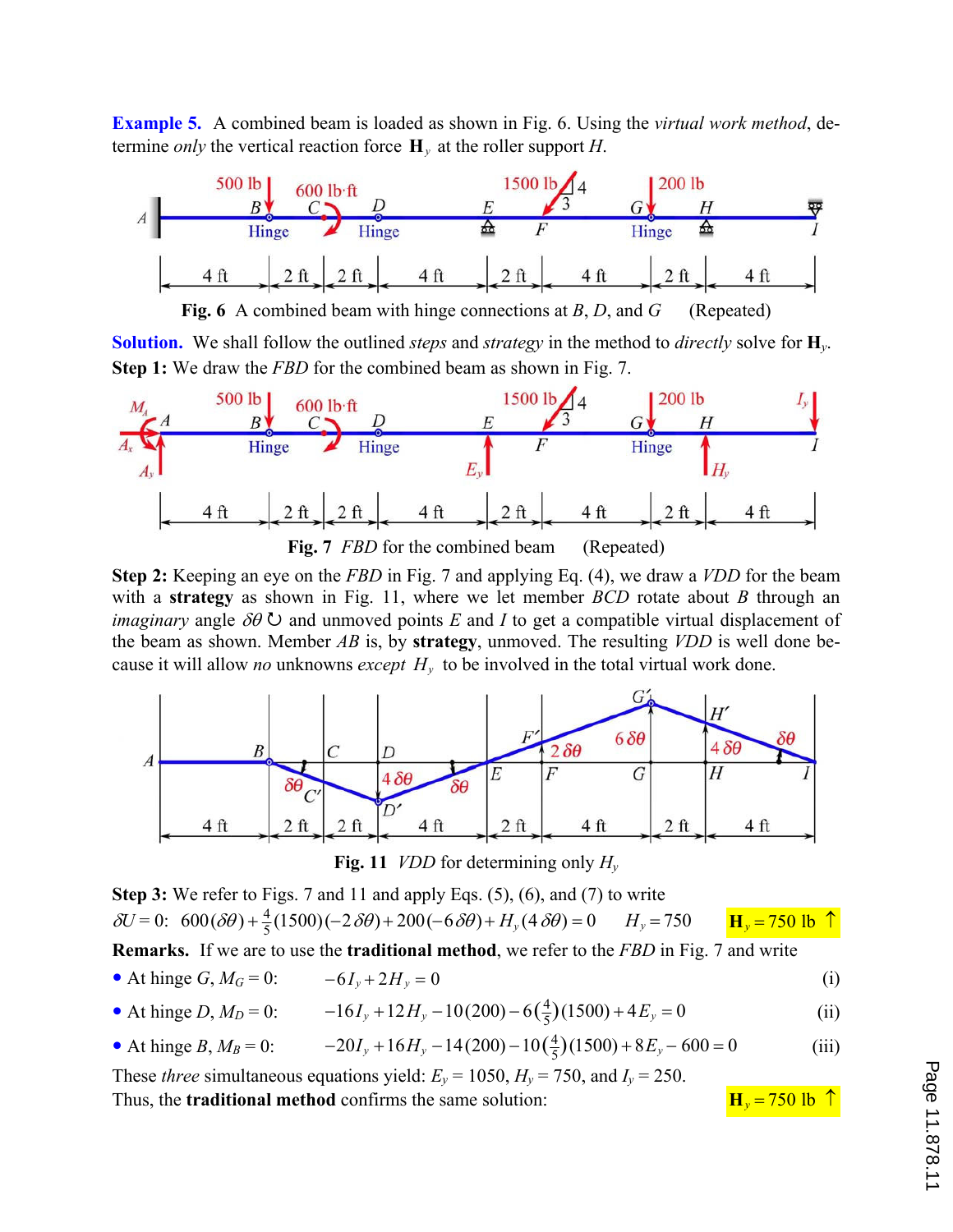**Example 5.** A combined beam is loaded as shown in Fig. 6. Using the *virtual work method*, determine *only* the vertical reaction force $\mathbf{H}_y$ at the roller support $H$.

**Fig. 6** A combined beam with hinge connections at $B$, $D$, and $G$ (Repeated)

**Solution.** We shall follow the outlined *steps* and *strategy* in the method to *directly* solve for $\mathbf{H}_y$.

**Step 1:** We draw the *FBD* for the combined beam as shown in Fig. 7.

**Fig. 7** *FBD* for the combined beam (Repeated)

**Step 2:** Keeping an eye on the *FBD* in Fig. 7 and applying Eq. (4), we draw a *VDD* for the beam with a **strategy** as shown in Fig. 11, where we let member *BCD* rotate about $B$ through an *imaginary* angle $\delta\theta$ ↻ and unmoved points $E$ and $I$ to get a compatible virtual displacement of the beam as shown. Member *AB* is, by **strategy**, unmoved. The resulting *VDD* is well done because it will allow *no* unknowns *except* $H_y$ to be involved in the total virtual work done.

**Fig. 11** *VDD* for determining only $H_y$

**Step 3:** We refer to Figs. 7 and 11 and apply Eqs. (5), (6), and (7) to write

$$\delta U = 0: \quad 600(\delta\theta) + \tfrac{4}{5}(1500)(-2\,\delta\theta) + 200(-6\,\delta\theta) + H_y(4\,\delta\theta) = 0 \qquad H_y = 750 \qquad \mathbf{H}_y = 750 \text{ lb} \uparrow$$

**Remarks.** If we are to use the **traditional method**, we refer to the *FBD* in Fig. 7 and write

- At hinge $G$, $M_G = 0$: $\quad -6I_y + 2H_y = 0 \qquad$ (i)
- At hinge $D$, $M_D = 0$: $\quad -16I_y + 12H_y - 10(200) - 6\left(\tfrac{4}{5}\right)(1500) + 4E_y = 0 \qquad$ (ii)
- At hinge $B$, $M_B = 0$: $\quad -20I_y + 16H_y - 14(200) - 10\left(\tfrac{4}{5}\right)(1500) + 8E_y - 600 = 0 \qquad$ (iii)

These *three* simultaneous equations yield: $E_y = 1050$, $H_y = 750$, and $I_y = 250$.

Thus, the **traditional method** confirms the same solution: $\qquad \mathbf{H}_y = 750 \text{ lb} \uparrow$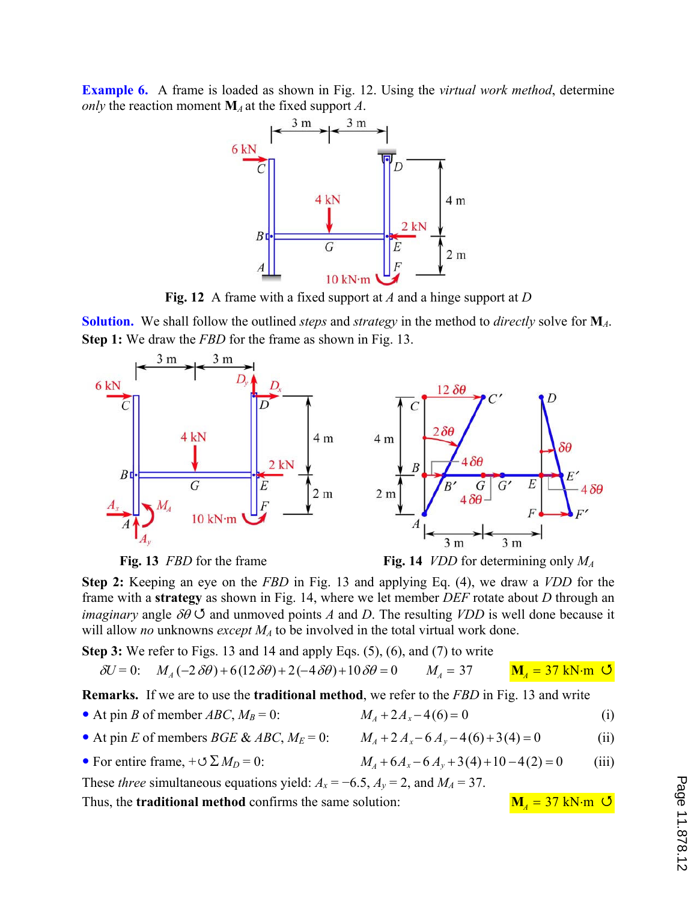**Example 6.** A frame is loaded as shown in Fig. 12. Using the *virtual work method*, determine *only* the reaction moment $\mathbf{M}_A$ at the fixed support $A$.

**Fig. 12** A frame with a fixed support at $A$ and a hinge support at $D$

**Solution.** We shall follow the outlined *steps* and *strategy* in the method to *directly* solve for $\mathbf{M}_A$.

**Step 1:** We draw the *FBD* for the frame as shown in Fig. 13.

**Fig. 13** *FBD* for the frame

**Fig. 14** *VDD* for determining only $M_A$

**Step 2:** Keeping an eye on the *FBD* in Fig. 13 and applying Eq. (4), we draw a *VDD* for the frame with a **strategy** as shown in Fig. 14, where we let member *DEF* rotate about *D* through an *imaginary* angle $\delta\theta$ ↺ and unmoved points $A$ and $D$. The resulting *VDD* is well done because it will allow *no* unknowns *except* $M_A$ to be involved in the total virtual work done.

**Step 3:** We refer to Figs. 13 and 14 and apply Eqs. (5), (6), and (7) to write

$$\delta U = 0: \quad M_A(-2\,\delta\theta) + 6(12\,\delta\theta) + 2(-4\,\delta\theta) + 10\,\delta\theta = 0 \qquad M_A = 37 \qquad \mathbf{M}_A = 37 \text{ kN·m } \circlearrowleft$$

**Remarks.** If we are to use the **traditional method**, we refer to the *FBD* in Fig. 13 and write

- At pin $B$ of member $ABC$, $M_B = 0$: $\quad M_A + 2A_x - 4(6) = 0 \qquad$ (i)
- At pin $E$ of members $BGE$ & $ABC$, $M_E = 0$: $\quad M_A + 2A_x - 6A_y - 4(6) + 3(4) = 0 \qquad$ (ii)
- For entire frame, $+\circlearrowleft \Sigma M_D = 0$: $\quad M_A + 6A_x - 6A_y + 3(4) + 10 - 4(2) = 0 \qquad$ (iii)

These *three* simultaneous equations yield: $A_x = -6.5$, $A_y = 2$, and $M_A = 37$.

Thus, the **traditional method** confirms the same solution: $\qquad \mathbf{M}_A = 37 \text{ kN·m } \circlearrowleft$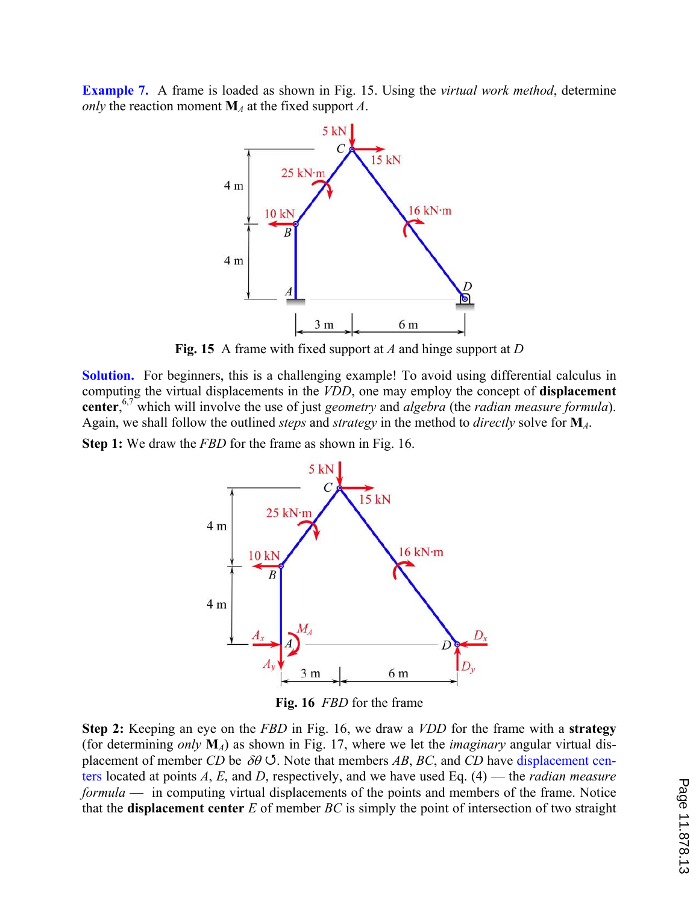**Example 7.** A frame is loaded as shown in Fig. 15. Using the *virtual work method*, determine *only* the reaction moment $\mathbf{M}_A$ at the fixed support *A*.

**Fig. 15** A frame with fixed support at *A* and hinge support at *D*

**Solution.** For beginners, this is a challenging example! To avoid using differential calculus in computing the virtual displacements in the *VDD*, one may employ the concept of **displacement center**,[6,7] which will involve the use of just *geometry* and *algebra* (the *radian measure formula*). Again, we shall follow the outlined *steps* and *strategy* in the method to *directly* solve for $\mathbf{M}_A$.

**Step 1:** We draw the *FBD* for the frame as shown in Fig. 16.

**Fig. 16** *FBD* for the frame

**Step 2:** Keeping an eye on the *FBD* in Fig. 16, we draw a *VDD* for the frame with a **strategy** (for determining *only* $\mathbf{M}_A$) as shown in Fig. 17, where we let the *imaginary* angular virtual displacement of member *CD* be $\delta\theta$ ↺. Note that members *AB*, *BC*, and *CD* have displacement centers located at points *A*, *E*, and *D*, respectively, and we have used Eq. (4) — the *radian measure formula* — in computing virtual displacements of the points and members of the frame. Notice that the **displacement center** *E* of member *BC* is simply the point of intersection of two straight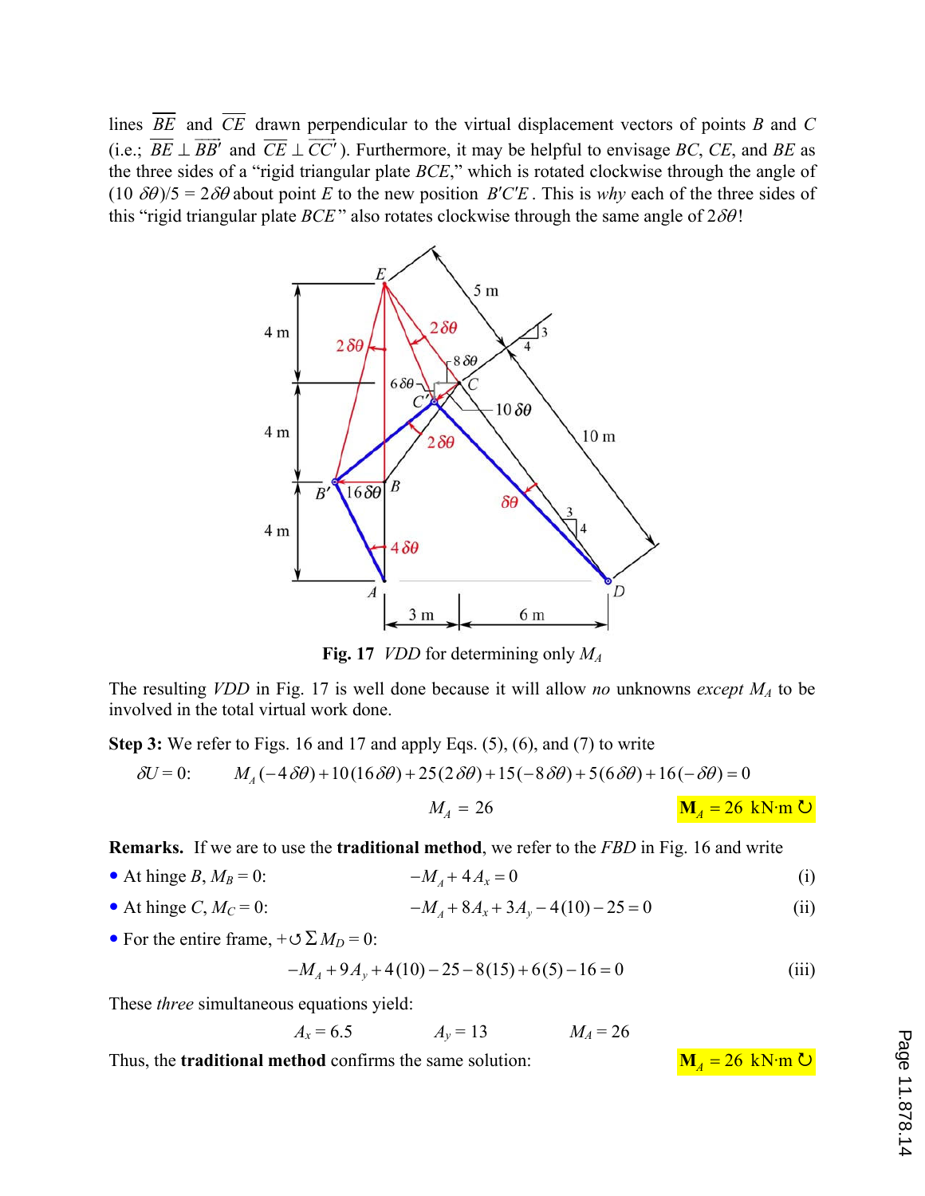lines $\overline{BE}$ and $\overline{CE}$ drawn perpendicular to the virtual displacement vectors of points $B$ and $C$ (i.e.; $\overline{BE} \perp \overrightarrow{BB'}$ and $\overline{CE} \perp \overrightarrow{CC'}$). Furthermore, it may be helpful to envisage $BC$, $CE$, and $BE$ as the three sides of a "rigid triangular plate $BCE$," which is rotated clockwise through the angle of $(10\ \delta\theta)/5 = 2\delta\theta$ about point $E$ to the new position $B'C'E$. This is *why* each of the three sides of this "rigid triangular plate $BCE$" also rotates clockwise through the same angle of $2\delta\theta$!

**Fig. 17** *VDD* for determining only $M_A$

The resulting *VDD* in Fig. 17 is well done because it will allow *no* unknowns *except* $M_A$ to be involved in the total virtual work done.

**Step 3:** We refer to Figs. 16 and 17 and apply Eqs. (5), (6), and (7) to write

$$\delta U = 0: \qquad M_A(-4\,\delta\theta) + 10(16\,\delta\theta) + 25(2\,\delta\theta) + 15(-8\,\delta\theta) + 5(6\,\delta\theta) + 16(-\,\delta\theta) = 0$$

$$M_A = 26 \qquad\qquad \mathbf{M}_A = 26\ \text{kN·m} \circlearrowright$$

**Remarks.** If we are to use the **traditional method**, we refer to the *FBD* in Fig. 16 and write

- At hinge $B$, $M_B = 0$:
$$-M_A + 4A_x = 0 \qquad \text{(i)}$$
- At hinge $C$, $M_C = 0$:
$$-M_A + 8A_x + 3A_y - 4(10) - 25 = 0 \qquad \text{(ii)}$$
- For the entire frame, $+\circlearrowleft \Sigma M_D = 0$:

$$-M_A + 9A_y + 4(10) - 25 - 8(15) + 6(5) - 16 = 0 \qquad \text{(iii)}$$

These *three* simultaneous equations yield:

$$A_x = 6.5 \qquad A_y = 13 \qquad M_A = 26$$

Thus, the **traditional method** confirms the same solution: $\mathbf{M}_A = 26\ \text{kN·m} \circlearrowright$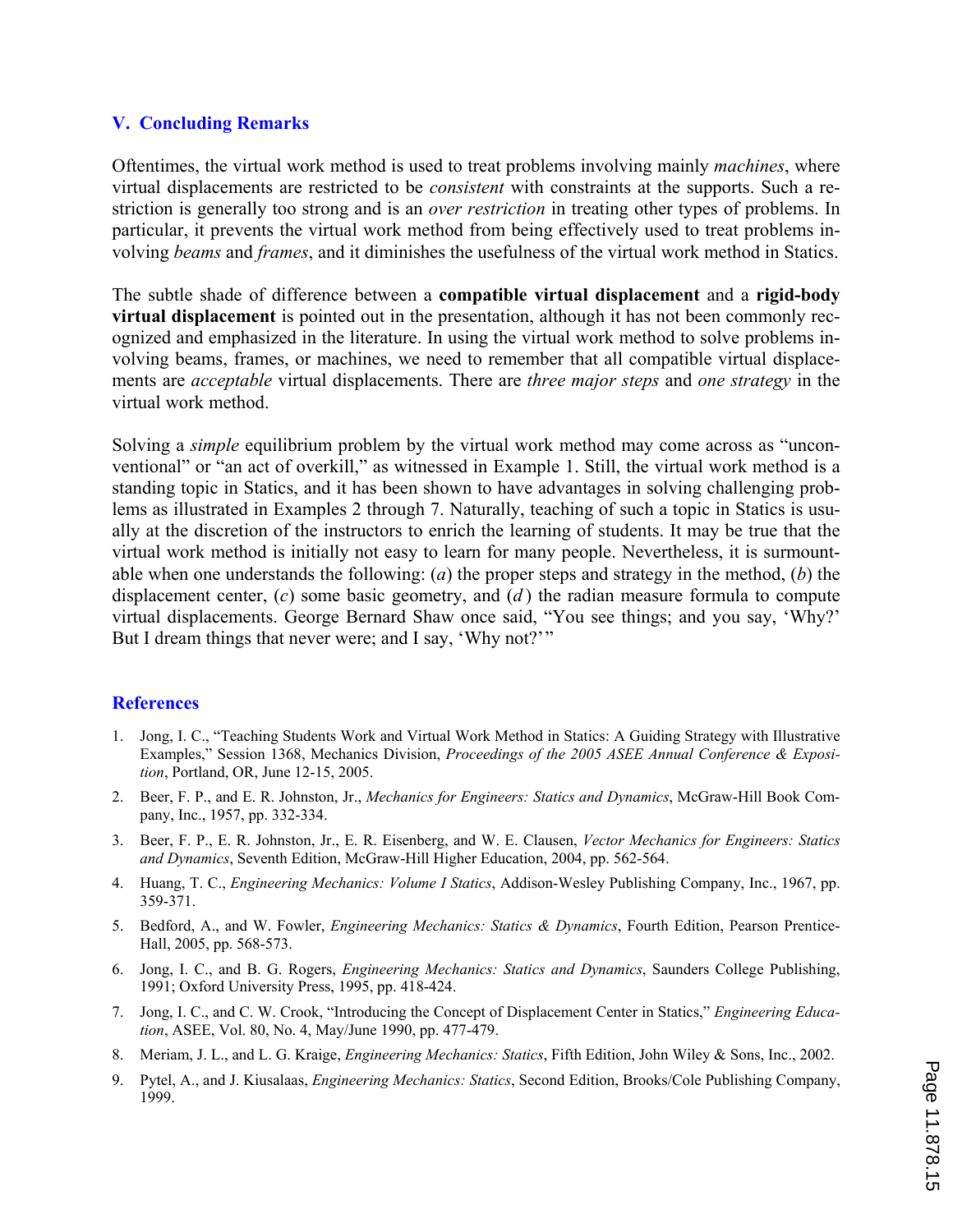## V. Concluding Remarks

Oftentimes, the virtual work method is used to treat problems involving mainly *machines*, where virtual displacements are restricted to be *consistent* with constraints at the supports. Such a restriction is generally too strong and is an *over restriction* in treating other types of problems. In particular, it prevents the virtual work method from being effectively used to treat problems involving *beams* and *frames*, and it diminishes the usefulness of the virtual work method in Statics.

The subtle shade of difference between a **compatible virtual displacement** and a **rigid-body virtual displacement** is pointed out in the presentation, although it has not been commonly recognized and emphasized in the literature. In using the virtual work method to solve problems involving beams, frames, or machines, we need to remember that all compatible virtual displacements are *acceptable* virtual displacements. There are *three major steps* and *one strategy* in the virtual work method.

Solving a *simple* equilibrium problem by the virtual work method may come across as "unconventional" or "an act of overkill," as witnessed in Example 1. Still, the virtual work method is a standing topic in Statics, and it has been shown to have advantages in solving challenging problems as illustrated in Examples 2 through 7. Naturally, teaching of such a topic in Statics is usually at the discretion of the instructors to enrich the learning of students. It may be true that the virtual work method is initially not easy to learn for many people. Nevertheless, it is surmountable when one understands the following: (*a*) the proper steps and strategy in the method, (*b*) the displacement center, (*c*) some basic geometry, and (*d*) the radian measure formula to compute virtual displacements. George Bernard Shaw once said, "You see things; and you say, 'Why?' But I dream things that never were; and I say, 'Why not?'"

## References

1. Jong, I. C., "Teaching Students Work and Virtual Work Method in Statics: A Guiding Strategy with Illustrative Examples," Session 1368, Mechanics Division, *Proceedings of the 2005 ASEE Annual Conference & Exposition*, Portland, OR, June 12-15, 2005.
2. Beer, F. P., and E. R. Johnston, Jr., *Mechanics for Engineers: Statics and Dynamics*, McGraw-Hill Book Company, Inc., 1957, pp. 332-334.
3. Beer, F. P., E. R. Johnston, Jr., E. R. Eisenberg, and W. E. Clausen, *Vector Mechanics for Engineers: Statics and Dynamics*, Seventh Edition, McGraw-Hill Higher Education, 2004, pp. 562-564.
4. Huang, T. C., *Engineering Mechanics: Volume I Statics*, Addison-Wesley Publishing Company, Inc., 1967, pp. 359-371.
5. Bedford, A., and W. Fowler, *Engineering Mechanics: Statics & Dynamics*, Fourth Edition, Pearson Prentice-Hall, 2005, pp. 568-573.
6. Jong, I. C., and B. G. Rogers, *Engineering Mechanics: Statics and Dynamics*, Saunders College Publishing, 1991; Oxford University Press, 1995, pp. 418-424.
7. Jong, I. C., and C. W. Crook, "Introducing the Concept of Displacement Center in Statics," *Engineering Education*, ASEE, Vol. 80, No. 4, May/June 1990, pp. 477-479.
8. Meriam, J. L., and L. G. Kraige, *Engineering Mechanics: Statics*, Fifth Edition, John Wiley & Sons, Inc., 2002.
9. Pytel, A., and J. Kiusalaas, *Engineering Mechanics: Statics*, Second Edition, Brooks/Cole Publishing Company, 1999.